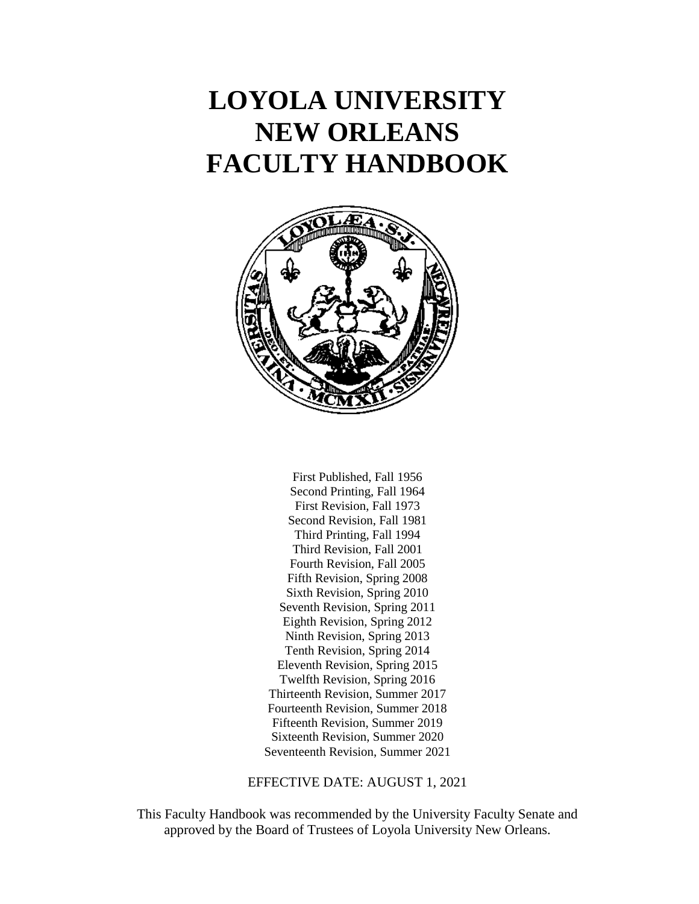# LOYOLA UNIVERSITY NEW ORLEANS FACULTY HANDBOOK

First Published, Fall 1956
Second Printing, Fall 1964
First Revision, Fall 1973
Second Revision, Fall 1981
Third Printing, Fall 1994
Third Revision, Fall 2001
Fourth Revision, Fall 2005
Fifth Revision, Spring 2008
Sixth Revision, Spring 2010
Seventh Revision, Spring 2011
Eighth Revision, Spring 2012
Ninth Revision, Spring 2013
Tenth Revision, Spring 2014
Eleventh Revision, Spring 2015
Twelfth Revision, Spring 2016
Thirteenth Revision, Summer 2017
Fourteenth Revision, Summer 2018
Fifteenth Revision, Summer 2019
Sixteenth Revision, Summer 2020
Seventeenth Revision, Summer 2021

EFFECTIVE DATE: AUGUST 1, 2021

This Faculty Handbook was recommended by the University Faculty Senate and approved by the Board of Trustees of Loyola University New Orleans.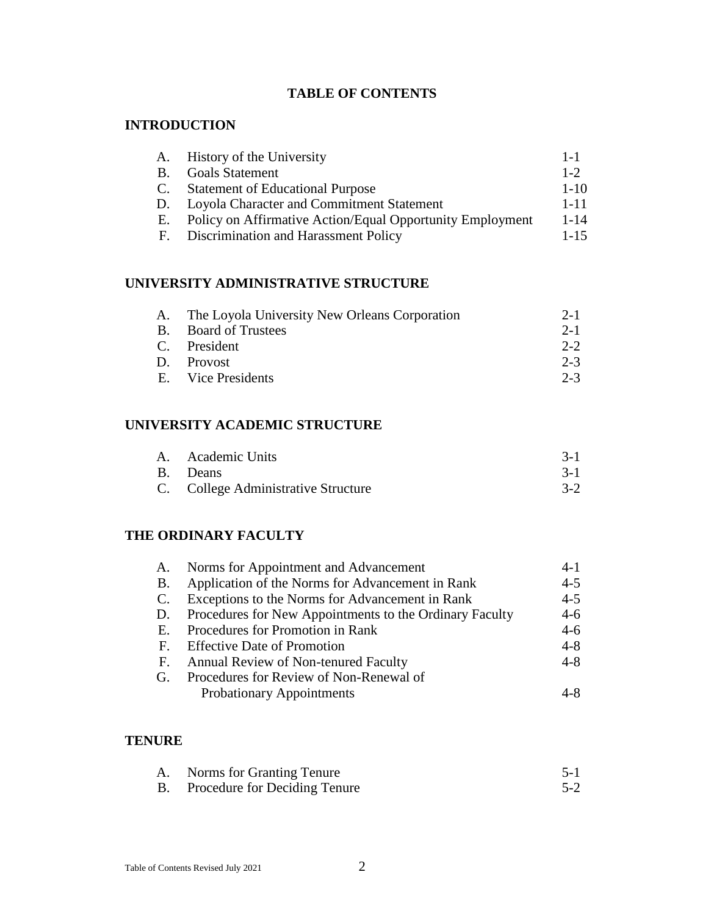# TABLE OF CONTENTS

## INTRODUCTION

| | | |
|---|---|---|
| A. | History of the University | 1-1 |
| B. | Goals Statement | 1-2 |
| C. | Statement of Educational Purpose | 1-10 |
| D. | Loyola Character and Commitment Statement | 1-11 |
| E. | Policy on Affirmative Action/Equal Opportunity Employment | 1-14 |
| F. | Discrimination and Harassment Policy | 1-15 |

## UNIVERSITY ADMINISTRATIVE STRUCTURE

| | | |
|---|---|---|
| A. | The Loyola University New Orleans Corporation | 2-1 |
| B. | Board of Trustees | 2-1 |
| C. | President | 2-2 |
| D. | Provost | 2-3 |
| E. | Vice Presidents | 2-3 |

## UNIVERSITY ACADEMIC STRUCTURE

| | | |
|---|---|---|
| A. | Academic Units | 3-1 |
| B. | Deans | 3-1 |
| C. | College Administrative Structure | 3-2 |

## THE ORDINARY FACULTY

| | | |
|---|---|---|
| A. | Norms for Appointment and Advancement | 4-1 |
| B. | Application of the Norms for Advancement in Rank | 4-5 |
| C. | Exceptions to the Norms for Advancement in Rank | 4-5 |
| D. | Procedures for New Appointments to the Ordinary Faculty | 4-6 |
| E. | Procedures for Promotion in Rank | 4-6 |
| F. | Effective Date of Promotion | 4-8 |
| F. | Annual Review of Non-tenured Faculty | 4-8 |
| G. | Procedures for Review of Non-Renewal of Probationary Appointments | 4-8 |

## TENURE

| | | |
|---|---|---|
| A. | Norms for Granting Tenure | 5-1 |
| B. | Procedure for Deciding Tenure | 5-2 |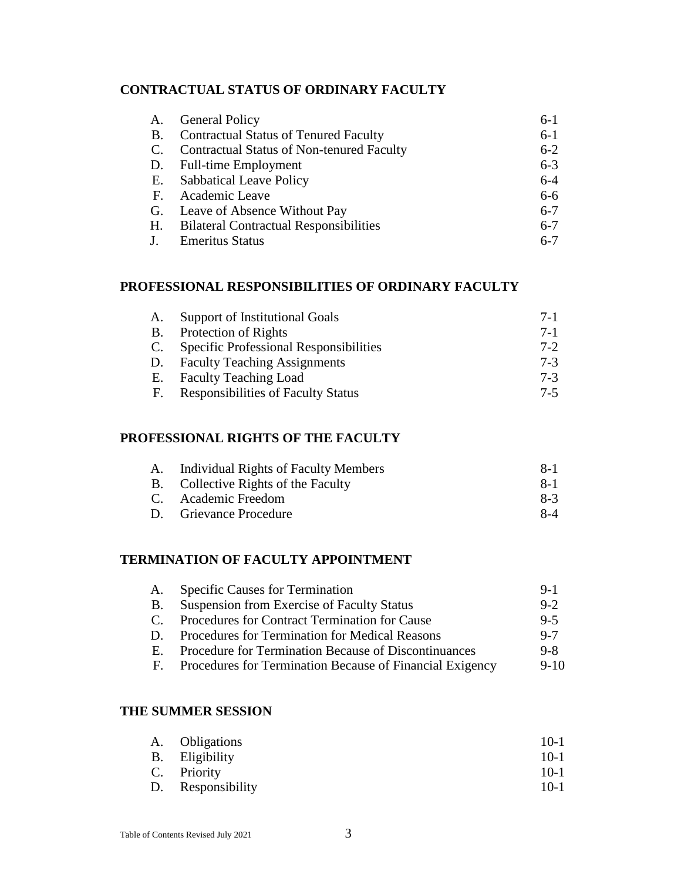## CONTRACTUAL STATUS OF ORDINARY FACULTY

| | | |
|---|---|---|
| A. | General Policy | 6-1 |
| B. | Contractual Status of Tenured Faculty | 6-1 |
| C. | Contractual Status of Non-tenured Faculty | 6-2 |
| D. | Full-time Employment | 6-3 |
| E. | Sabbatical Leave Policy | 6-4 |
| F. | Academic Leave | 6-6 |
| G. | Leave of Absence Without Pay | 6-7 |
| H. | Bilateral Contractual Responsibilities | 6-7 |
| J. | Emeritus Status | 6-7 |

## PROFESSIONAL RESPONSIBILITIES OF ORDINARY FACULTY

| | | |
|---|---|---|
| A. | Support of Institutional Goals | 7-1 |
| B. | Protection of Rights | 7-1 |
| C. | Specific Professional Responsibilities | 7-2 |
| D. | Faculty Teaching Assignments | 7-3 |
| E. | Faculty Teaching Load | 7-3 |
| F. | Responsibilities of Faculty Status | 7-5 |

## PROFESSIONAL RIGHTS OF THE FACULTY

| | | |
|---|---|---|
| A. | Individual Rights of Faculty Members | 8-1 |
| B. | Collective Rights of the Faculty | 8-1 |
| C. | Academic Freedom | 8-3 |
| D. | Grievance Procedure | 8-4 |

## TERMINATION OF FACULTY APPOINTMENT

| | | |
|---|---|---|
| A. | Specific Causes for Termination | 9-1 |
| B. | Suspension from Exercise of Faculty Status | 9-2 |
| C. | Procedures for Contract Termination for Cause | 9-5 |
| D. | Procedures for Termination for Medical Reasons | 9-7 |
| E. | Procedure for Termination Because of Discontinuances | 9-8 |
| F. | Procedures for Termination Because of Financial Exigency | 9-10 |

## THE SUMMER SESSION

| | | |
|---|---|---|
| A. | Obligations | 10-1 |
| B. | Eligibility | 10-1 |
| C. | Priority | 10-1 |
| D. | Responsibility | 10-1 |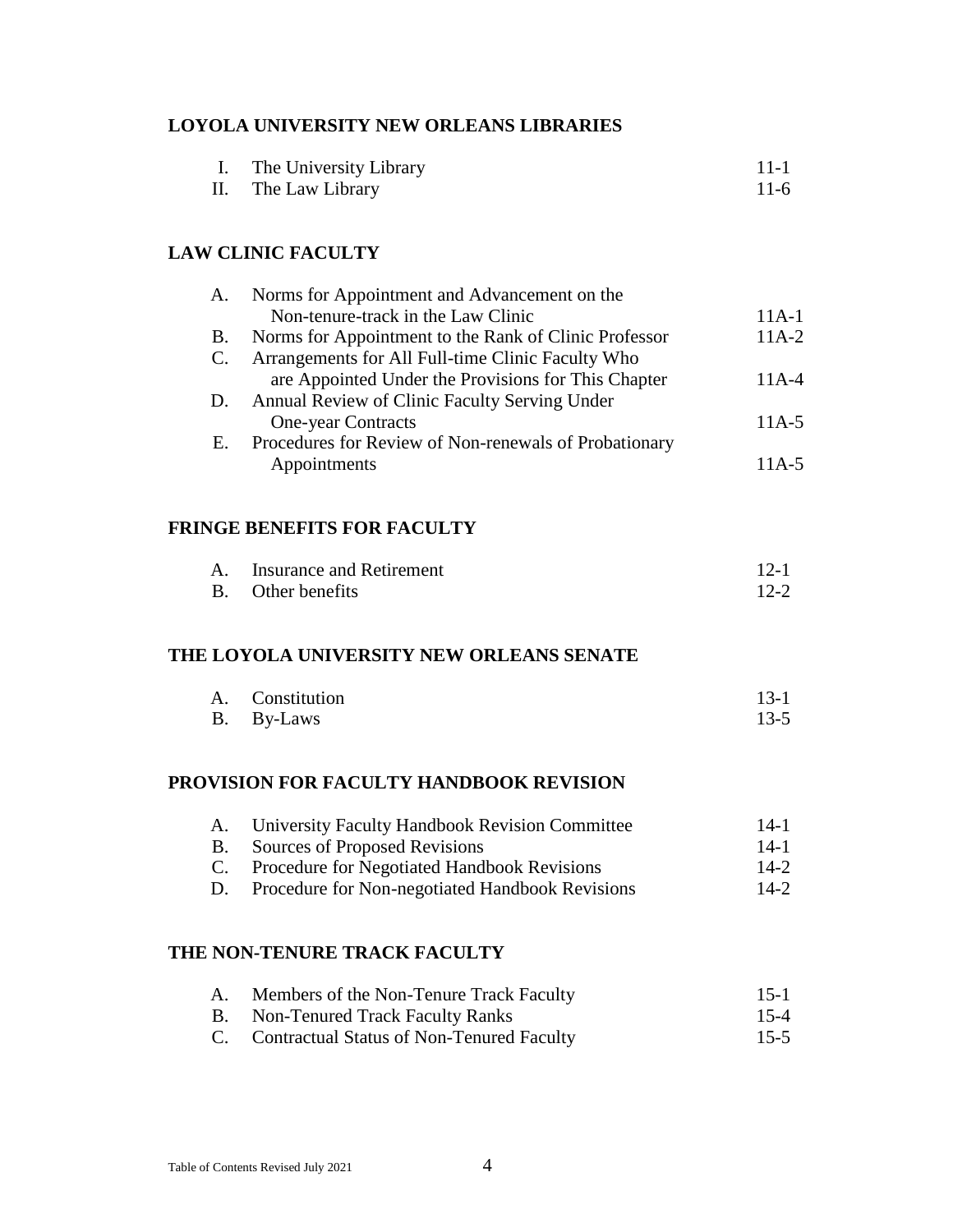## LOYOLA UNIVERSITY NEW ORLEANS LIBRARIES

| | | |
|---|---|---|
| I. | The University Library | 11-1 |
| II. | The Law Library | 11-6 |

## LAW CLINIC FACULTY

| | | |
|---|---|---|
| A. | Norms for Appointment and Advancement on the Non-tenure-track in the Law Clinic | 11A-1 |
| B. | Norms for Appointment to the Rank of Clinic Professor | 11A-2 |
| C. | Arrangements for All Full-time Clinic Faculty Who are Appointed Under the Provisions for This Chapter | 11A-4 |
| D. | Annual Review of Clinic Faculty Serving Under One-year Contracts | 11A-5 |
| E. | Procedures for Review of Non-renewals of Probationary Appointments | 11A-5 |

## FRINGE BENEFITS FOR FACULTY

| | | |
|---|---|---|
| A. | Insurance and Retirement | 12-1 |
| B. | Other benefits | 12-2 |

## THE LOYOLA UNIVERSITY NEW ORLEANS SENATE

| | | |
|---|---|---|
| A. | Constitution | 13-1 |
| B. | By-Laws | 13-5 |

## PROVISION FOR FACULTY HANDBOOK REVISION

| | | |
|---|---|---|
| A. | University Faculty Handbook Revision Committee | 14-1 |
| B. | Sources of Proposed Revisions | 14-1 |
| C. | Procedure for Negotiated Handbook Revisions | 14-2 |
| D. | Procedure for Non-negotiated Handbook Revisions | 14-2 |

## THE NON-TENURE TRACK FACULTY

| | | |
|---|---|---|
| A. | Members of the Non-Tenure Track Faculty | 15-1 |
| B. | Non-Tenured Track Faculty Ranks | 15-4 |
| C. | Contractual Status of Non-Tenured Faculty | 15-5 |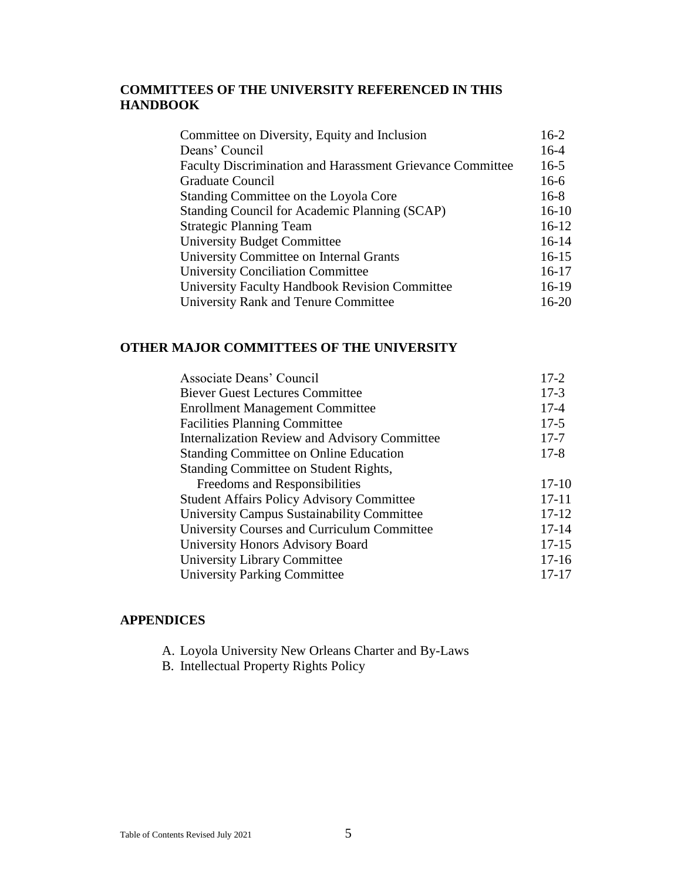## COMMITTEES OF THE UNIVERSITY REFERENCED IN THIS HANDBOOK

| | |
|---|---|
| Committee on Diversity, Equity and Inclusion | 16-2 |
| Deans' Council | 16-4 |
| Faculty Discrimination and Harassment Grievance Committee | 16-5 |
| Graduate Council | 16-6 |
| Standing Committee on the Loyola Core | 16-8 |
| Standing Council for Academic Planning (SCAP) | 16-10 |
| Strategic Planning Team | 16-12 |
| University Budget Committee | 16-14 |
| University Committee on Internal Grants | 16-15 |
| University Conciliation Committee | 16-17 |
| University Faculty Handbook Revision Committee | 16-19 |
| University Rank and Tenure Committee | 16-20 |

## OTHER MAJOR COMMITTEES OF THE UNIVERSITY

| | |
|---|---|
| Associate Deans' Council | 17-2 |
| Biever Guest Lectures Committee | 17-3 |
| Enrollment Management Committee | 17-4 |
| Facilities Planning Committee | 17-5 |
| Internalization Review and Advisory Committee | 17-7 |
| Standing Committee on Online Education | 17-8 |
| Standing Committee on Student Rights, Freedoms and Responsibilities | 17-10 |
| Student Affairs Policy Advisory Committee | 17-11 |
| University Campus Sustainability Committee | 17-12 |
| University Courses and Curriculum Committee | 17-14 |
| University Honors Advisory Board | 17-15 |
| University Library Committee | 17-16 |
| University Parking Committee | 17-17 |

## APPENDICES

A. Loyola University New Orleans Charter and By-Laws
B. Intellectual Property Rights Policy